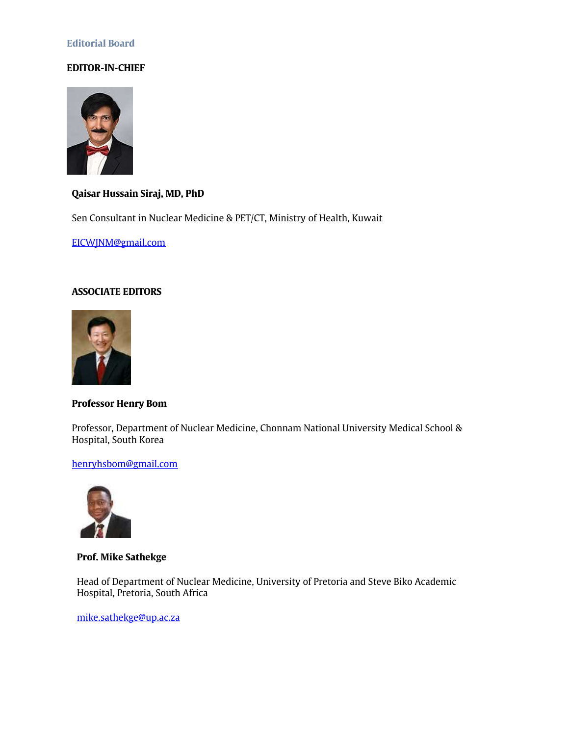## Editorial Board

### EDITOR-IN-CHIEF

**Qaisar Hussain Siraj, MD, PhD**

Sen Consultant in Nuclear Medicine & PET/CT, Ministry of Health, Kuwait

EICWJNM@gmail.com

### ASSOCIATE EDITORS

**Professor Henry Bom**

Professor, Department of Nuclear Medicine, Chonnam National University Medical School & Hospital, South Korea

henryhsbom@gmail.com

**Prof. Mike Sathekge**

Head of Department of Nuclear Medicine, University of Pretoria and Steve Biko Academic Hospital, Pretoria, South Africa

mike.sathekge@up.ac.za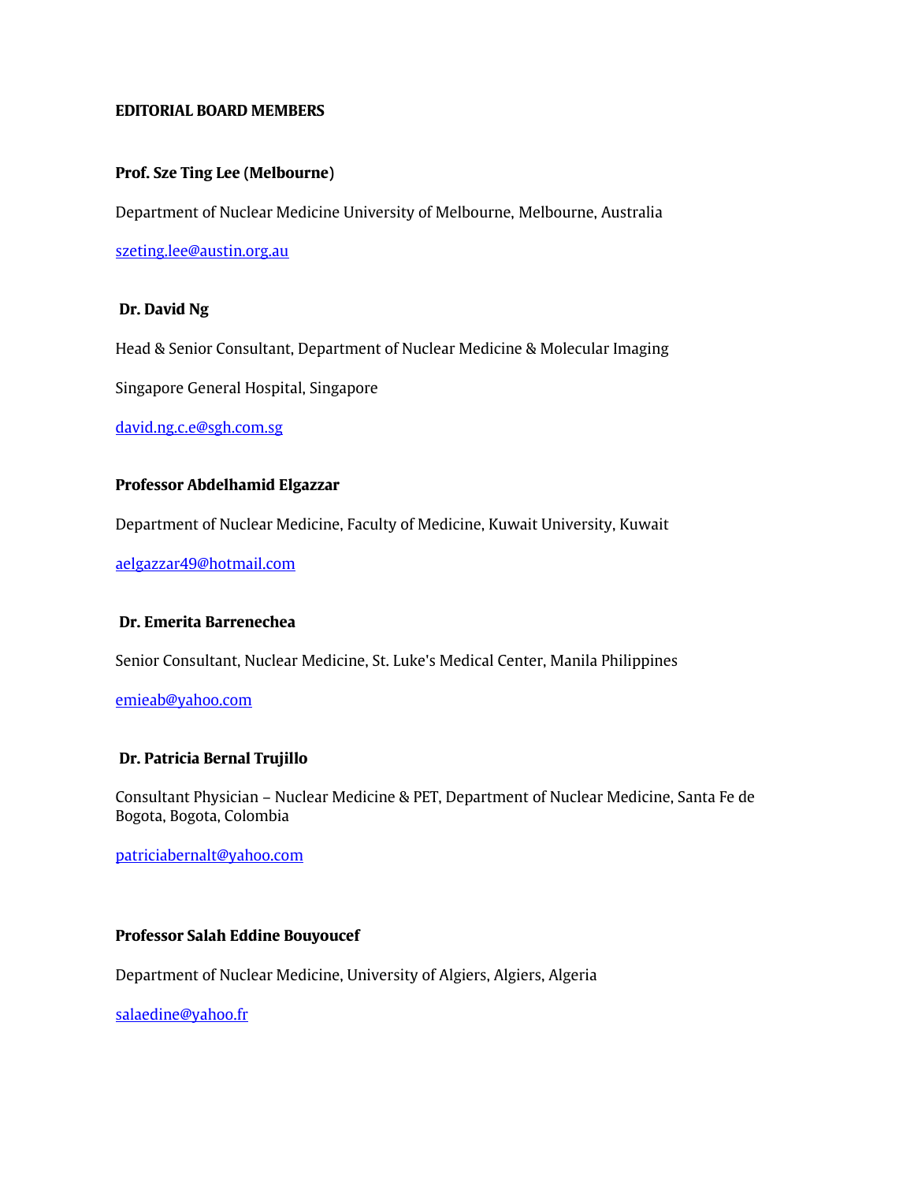**EDITORIAL BOARD MEMBERS**

**Prof. Sze Ting Lee (Melbourne)**

Department of Nuclear Medicine University of Melbourne, Melbourne, Australia

szeting.lee@austin.org.au

**Dr. David Ng**

Head & Senior Consultant, Department of Nuclear Medicine & Molecular Imaging

Singapore General Hospital, Singapore

david.ng.c.e@sgh.com.sg

**Professor Abdelhamid Elgazzar**

Department of Nuclear Medicine, Faculty of Medicine, Kuwait University, Kuwait

aelgazzar49@hotmail.com

**Dr. Emerita Barrenechea**

Senior Consultant, Nuclear Medicine, St. Luke's Medical Center, Manila Philippines

emieab@yahoo.com

**Dr. Patricia Bernal Trujillo**

Consultant Physician – Nuclear Medicine & PET, Department of Nuclear Medicine, Santa Fe de Bogota, Bogota, Colombia

patriciabernalt@yahoo.com

**Professor Salah Eddine Bouyoucef**

Department of Nuclear Medicine, University of Algiers, Algiers, Algeria

salaedine@yahoo.fr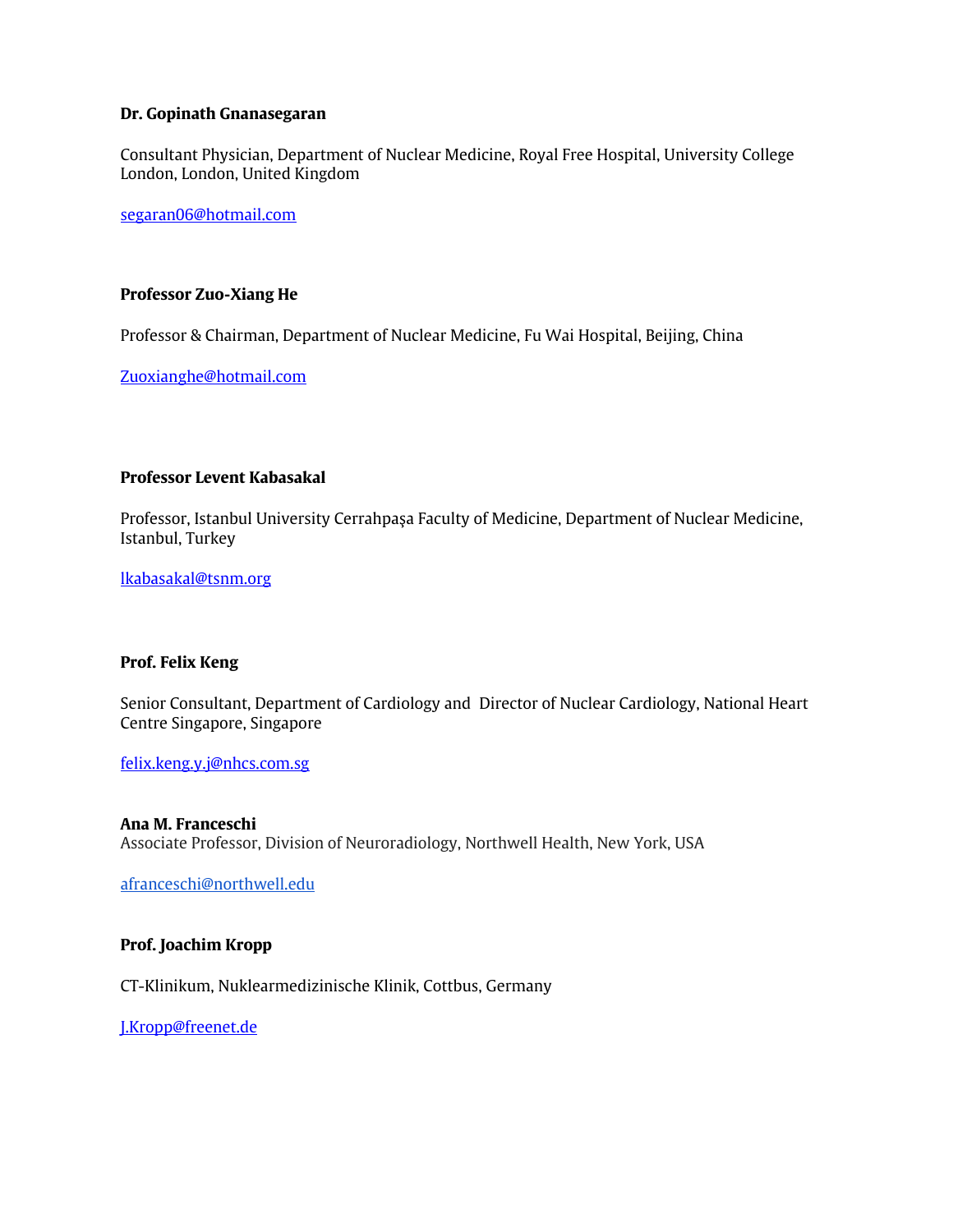**Dr. Gopinath Gnanasegaran**

Consultant Physician, Department of Nuclear Medicine, Royal Free Hospital, University College London, London, United Kingdom

segaran06@hotmail.com

**Professor Zuo-Xiang He**

Professor & Chairman, Department of Nuclear Medicine, Fu Wai Hospital, Beijing, China

Zuoxianghe@hotmail.com

**Professor Levent Kabasakal**

Professor, Istanbul University Cerrahpaşa Faculty of Medicine, Department of Nuclear Medicine, Istanbul, Turkey

lkabasakal@tsnm.org

**Prof. Felix Keng**

Senior Consultant, Department of Cardiology and Director of Nuclear Cardiology, National Heart Centre Singapore, Singapore

felix.keng.y.j@nhcs.com.sg

**Ana M. Franceschi**
Associate Professor, Division of Neuroradiology, Northwell Health, New York, USA

afranceschi@northwell.edu

**Prof. Joachim Kropp**

CT-Klinikum, Nuklearmedizinische Klinik, Cottbus, Germany

J.Kropp@freenet.de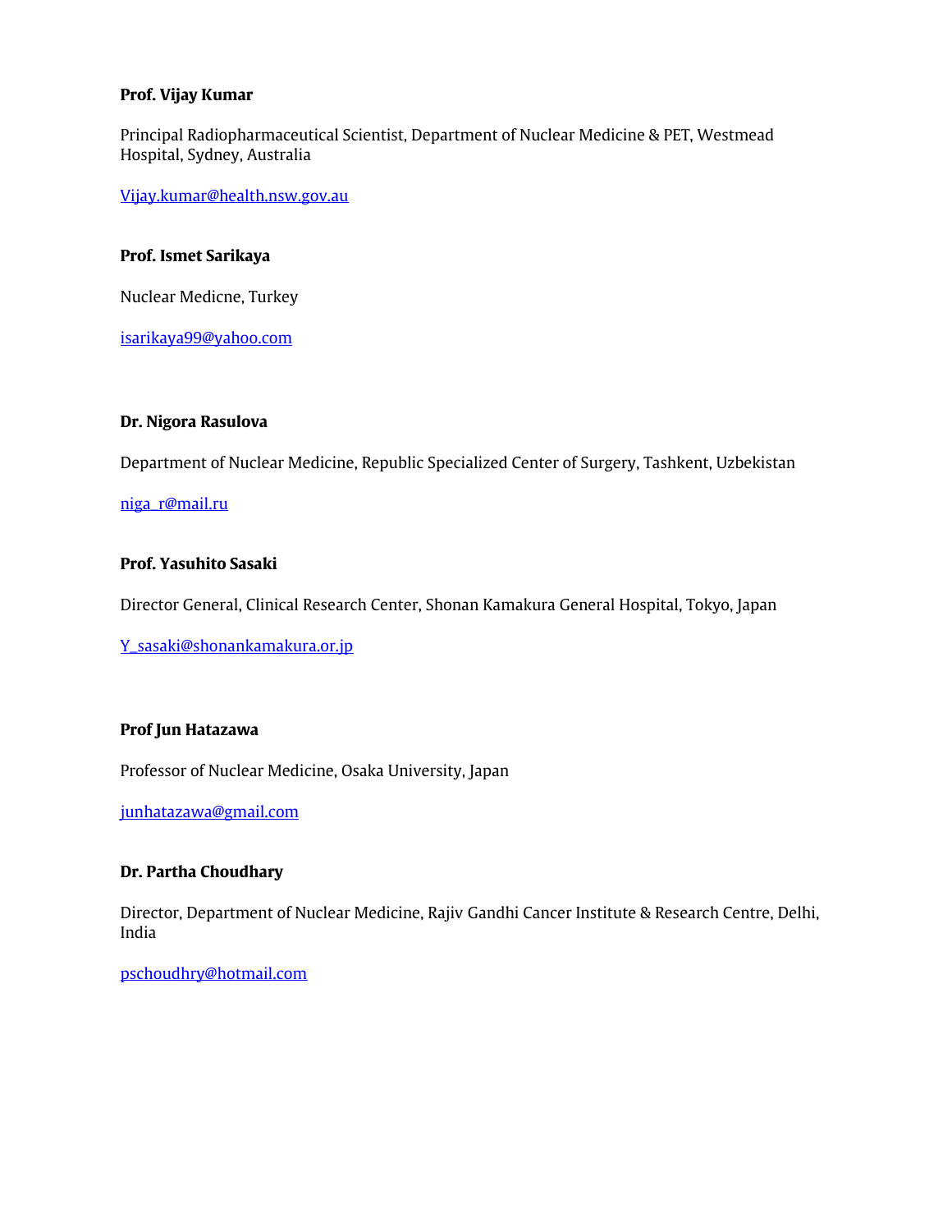**Prof. Vijay Kumar**

Principal Radiopharmaceutical Scientist, Department of Nuclear Medicine & PET, Westmead Hospital, Sydney, Australia

Vijay.kumar@health.nsw.gov.au

**Prof. Ismet Sarikaya**

Nuclear Medicne, Turkey

isarikaya99@yahoo.com

**Dr. Nigora Rasulova**

Department of Nuclear Medicine, Republic Specialized Center of Surgery, Tashkent, Uzbekistan

niga_r@mail.ru

**Prof. Yasuhito Sasaki**

Director General, Clinical Research Center, Shonan Kamakura General Hospital, Tokyo, Japan

Y_sasaki@shonankamakura.or.jp

**Prof Jun Hatazawa**

Professor of Nuclear Medicine, Osaka University, Japan

junhatazawa@gmail.com

**Dr. Partha Choudhary**

Director, Department of Nuclear Medicine, Rajiv Gandhi Cancer Institute & Research Centre, Delhi, India

pschoudhry@hotmail.com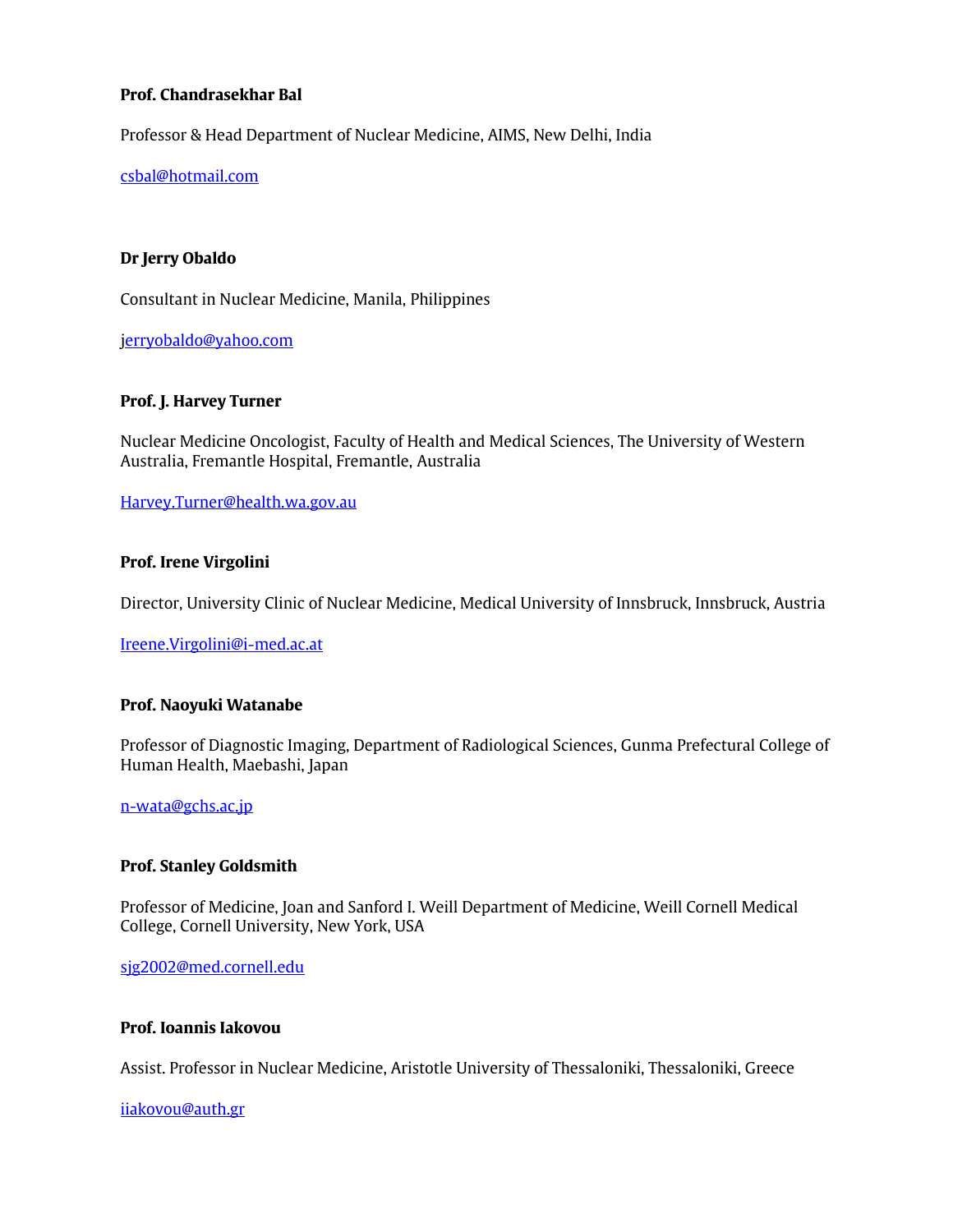**Prof. Chandrasekhar Bal**

Professor & Head Department of Nuclear Medicine, AIMS, New Delhi, India

csbal@hotmail.com

**Dr Jerry Obaldo**

Consultant in Nuclear Medicine, Manila, Philippines

jerryobaldo@yahoo.com

**Prof. J. Harvey Turner**

Nuclear Medicine Oncologist, Faculty of Health and Medical Sciences, The University of Western Australia, Fremantle Hospital, Fremantle, Australia

Harvey.Turner@health.wa.gov.au

**Prof. Irene Virgolini**

Director, University Clinic of Nuclear Medicine, Medical University of Innsbruck, Innsbruck, Austria

Ireene.Virgolini@i-med.ac.at

**Prof. Naoyuki Watanabe**

Professor of Diagnostic Imaging, Department of Radiological Sciences, Gunma Prefectural College of Human Health, Maebashi, Japan

n-wata@gchs.ac.jp

**Prof. Stanley Goldsmith**

Professor of Medicine, Joan and Sanford I. Weill Department of Medicine, Weill Cornell Medical College, Cornell University, New York, USA

sjg2002@med.cornell.edu

**Prof. Ioannis Iakovou**

Assist. Professor in Nuclear Medicine, Aristotle University of Thessaloniki, Thessaloniki, Greece

iiakovou@auth.gr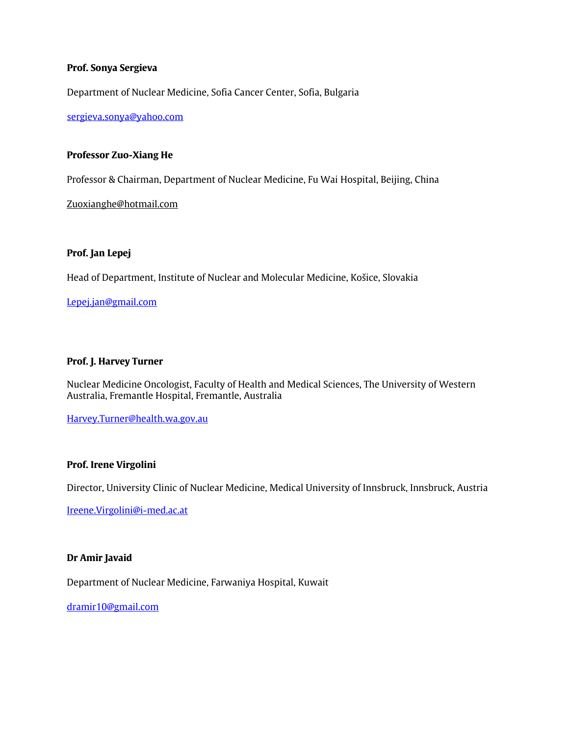**Prof. Sonya Sergieva**

Department of Nuclear Medicine, Sofia Cancer Center, Sofia, Bulgaria

sergieva.sonya@yahoo.com

**Professor Zuo-Xiang He**

Professor & Chairman, Department of Nuclear Medicine, Fu Wai Hospital, Beijing, China

Zuoxianghe@hotmail.com

**Prof. Jan Lepej**

Head of Department, Institute of Nuclear and Molecular Medicine, Košice, Slovakia

Lepej.jan@gmail.com

**Prof. J. Harvey Turner**

Nuclear Medicine Oncologist, Faculty of Health and Medical Sciences, The University of Western Australia, Fremantle Hospital, Fremantle, Australia

Harvey.Turner@health.wa.gov.au

**Prof. Irene Virgolini**

Director, University Clinic of Nuclear Medicine, Medical University of Innsbruck, Innsbruck, Austria

Ireene.Virgolini@i-med.ac.at

**Dr Amir Javaid**

Department of Nuclear Medicine, Farwaniya Hospital, Kuwait

dramir10@gmail.com